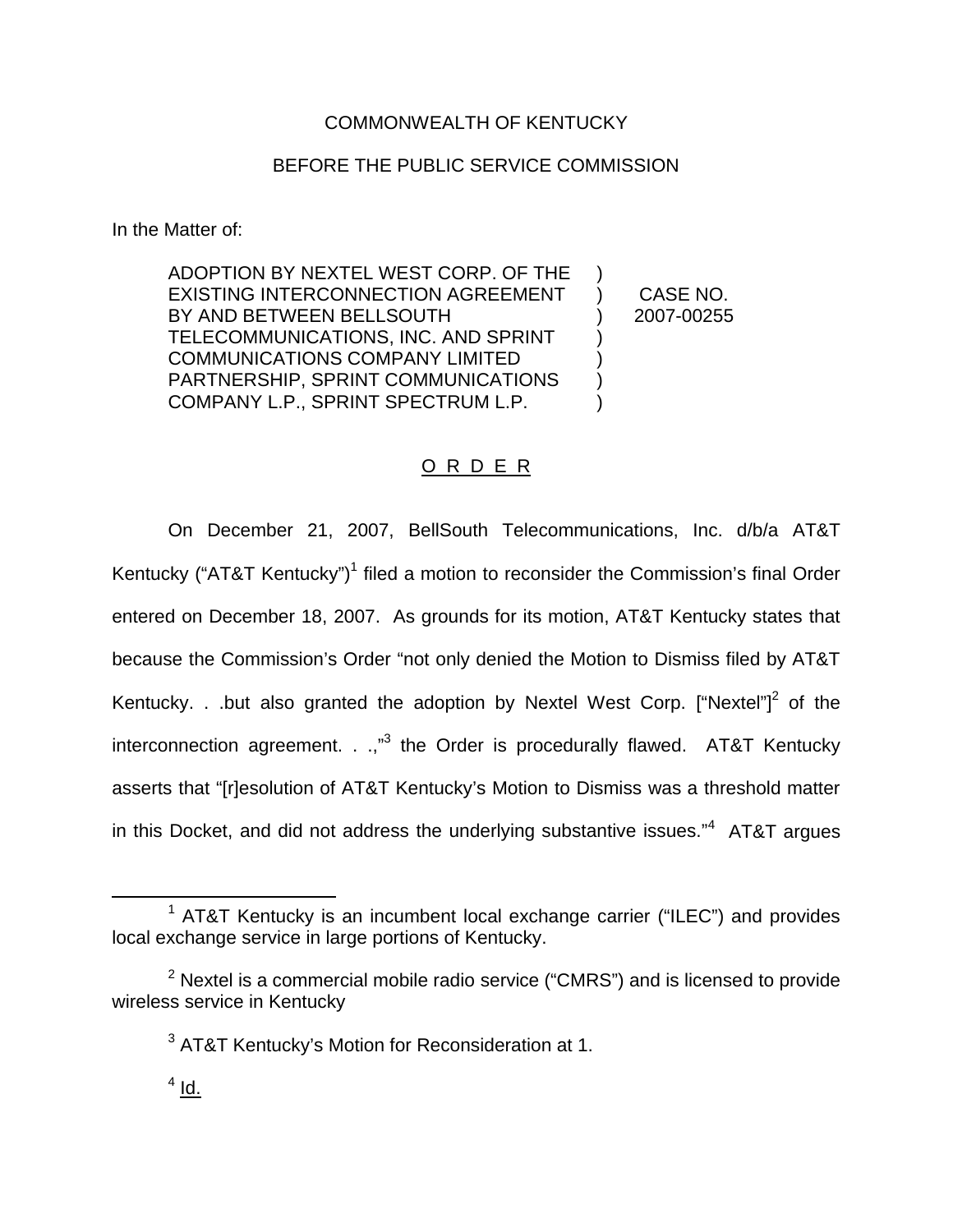COMMONWEALTH OF KENTUCKY

BEFORE THE PUBLIC SERVICE COMMISSION

In the Matter of:

ADOPTION BY NEXTEL WEST CORP. OF THE EXISTING INTERCONNECTION AGREEMENT BY AND BETWEEN BELLSOUTH TELECOMMUNICATIONS, INC. AND SPRINT COMMUNICATIONS COMPANY LIMITED PARTNERSHIP, SPRINT COMMUNICATIONS COMPANY L.P., SPRINT SPECTRUM L.P. ) CASE NO. 2007-00255

O R D E R

On December 21, 2007, BellSouth Telecommunications, Inc. d/b/a AT&T Kentucky ("AT&T Kentucky")[1] filed a motion to reconsider the Commission's final Order entered on December 18, 2007. As grounds for its motion, AT&T Kentucky states that because the Commission's Order "not only denied the Motion to Dismiss filed by AT&T Kentucky. . .but also granted the adoption by Nextel West Corp. ["Nextel"][2] of the interconnection agreement. . .,"[3] the Order is procedurally flawed. AT&T Kentucky asserts that "[r]esolution of AT&T Kentucky's Motion to Dismiss was a threshold matter in this Docket, and did not address the underlying substantive issues."[4] AT&T argues

[1] AT&T Kentucky is an incumbent local exchange carrier ("ILEC") and provides local exchange service in large portions of Kentucky.

[2] Nextel is a commercial mobile radio service ("CMRS") and is licensed to provide wireless service in Kentucky

[3] AT&T Kentucky's Motion for Reconsideration at 1.

[4] Id.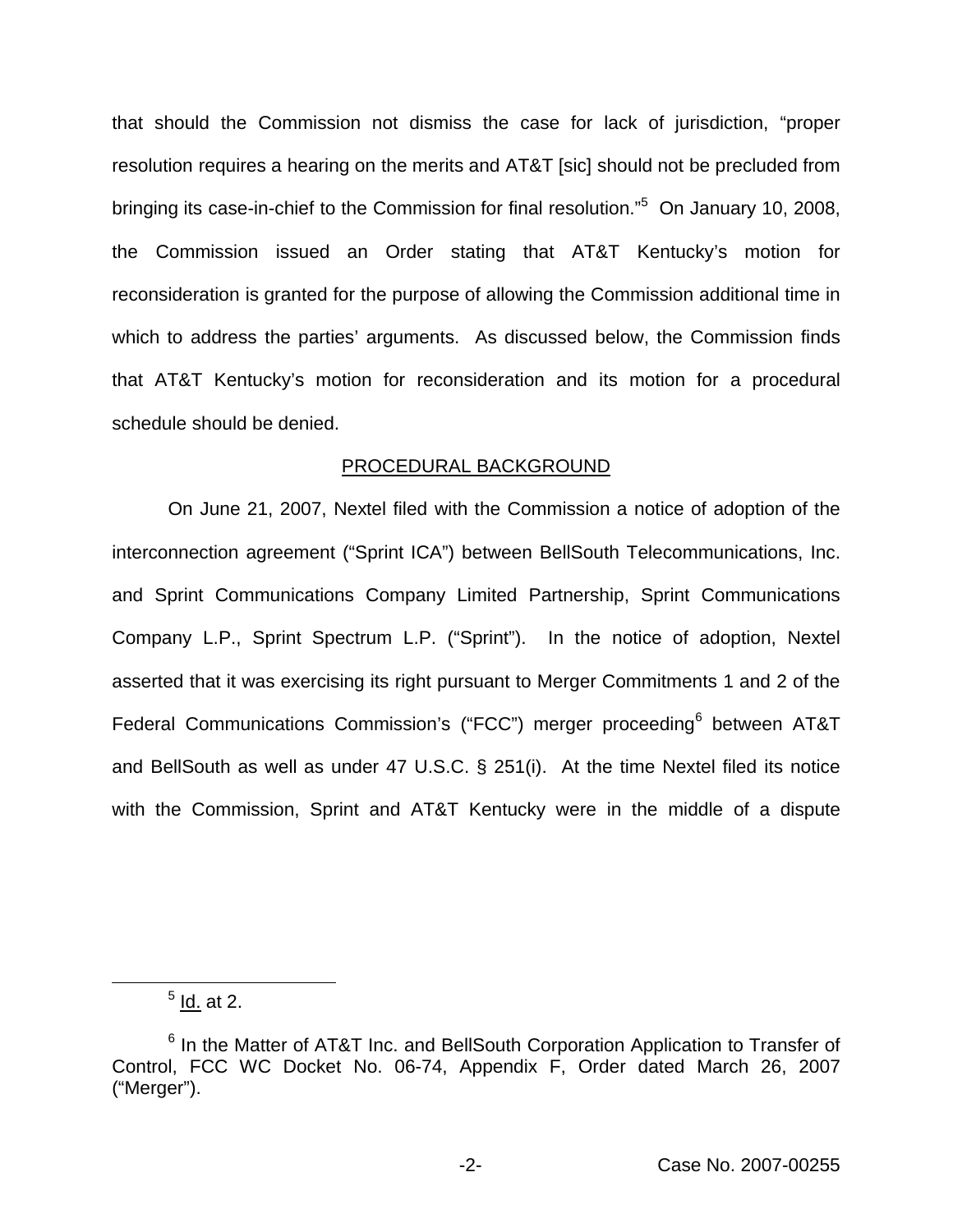that should the Commission not dismiss the case for lack of jurisdiction, "proper resolution requires a hearing on the merits and AT&T [sic] should not be precluded from bringing its case-in-chief to the Commission for final resolution."[5] On January 10, 2008, the Commission issued an Order stating that AT&T Kentucky's motion for reconsideration is granted for the purpose of allowing the Commission additional time in which to address the parties' arguments. As discussed below, the Commission finds that AT&T Kentucky's motion for reconsideration and its motion for a procedural schedule should be denied.

## PROCEDURAL BACKGROUND

On June 21, 2007, Nextel filed with the Commission a notice of adoption of the interconnection agreement ("Sprint ICA") between BellSouth Telecommunications, Inc. and Sprint Communications Company Limited Partnership, Sprint Communications Company L.P., Sprint Spectrum L.P. ("Sprint"). In the notice of adoption, Nextel asserted that it was exercising its right pursuant to Merger Commitments 1 and 2 of the Federal Communications Commission's ("FCC") merger proceeding[6] between AT&T and BellSouth as well as under 47 U.S.C. § 251(i). At the time Nextel filed its notice with the Commission, Sprint and AT&T Kentucky were in the middle of a dispute

---

[5] Id. at 2.

[6] In the Matter of AT&T Inc. and BellSouth Corporation Application to Transfer of Control, FCC WC Docket No. 06-74, Appendix F, Order dated March 26, 2007 ("Merger").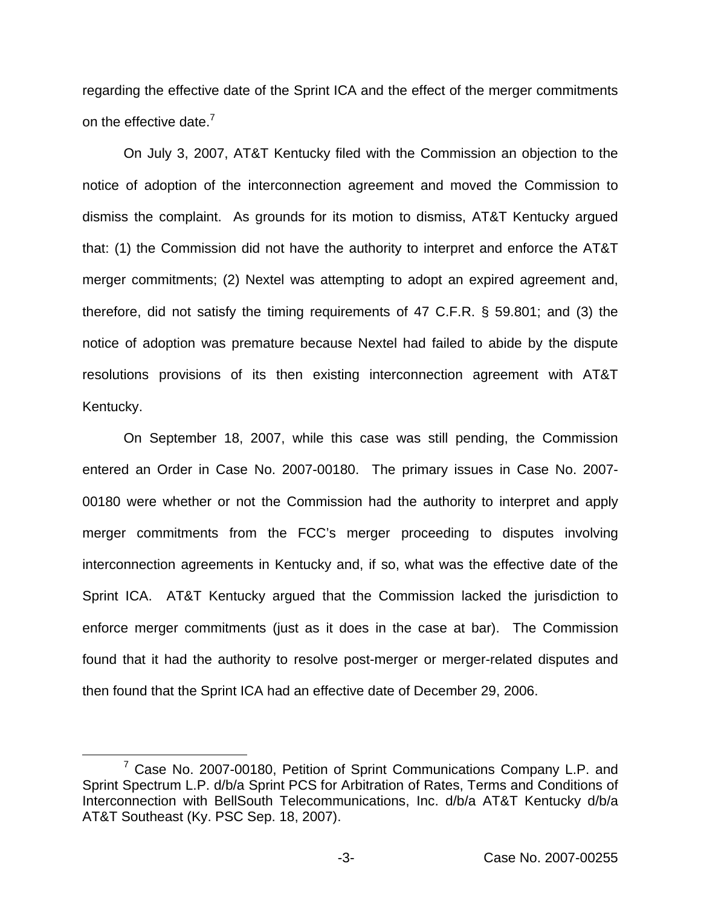regarding the effective date of the Sprint ICA and the effect of the merger commitments on the effective date.[7]

On July 3, 2007, AT&T Kentucky filed with the Commission an objection to the notice of adoption of the interconnection agreement and moved the Commission to dismiss the complaint. As grounds for its motion to dismiss, AT&T Kentucky argued that: (1) the Commission did not have the authority to interpret and enforce the AT&T merger commitments; (2) Nextel was attempting to adopt an expired agreement and, therefore, did not satisfy the timing requirements of 47 C.F.R. § 59.801; and (3) the notice of adoption was premature because Nextel had failed to abide by the dispute resolutions provisions of its then existing interconnection agreement with AT&T Kentucky.

On September 18, 2007, while this case was still pending, the Commission entered an Order in Case No. 2007-00180. The primary issues in Case No. 2007-00180 were whether or not the Commission had the authority to interpret and apply merger commitments from the FCC's merger proceeding to disputes involving interconnection agreements in Kentucky and, if so, what was the effective date of the Sprint ICA. AT&T Kentucky argued that the Commission lacked the jurisdiction to enforce merger commitments (just as it does in the case at bar). The Commission found that it had the authority to resolve post-merger or merger-related disputes and then found that the Sprint ICA had an effective date of December 29, 2006.

[7] Case No. 2007-00180, Petition of Sprint Communications Company L.P. and Sprint Spectrum L.P. d/b/a Sprint PCS for Arbitration of Rates, Terms and Conditions of Interconnection with BellSouth Telecommunications, Inc. d/b/a AT&T Kentucky d/b/a AT&T Southeast (Ky. PSC Sep. 18, 2007).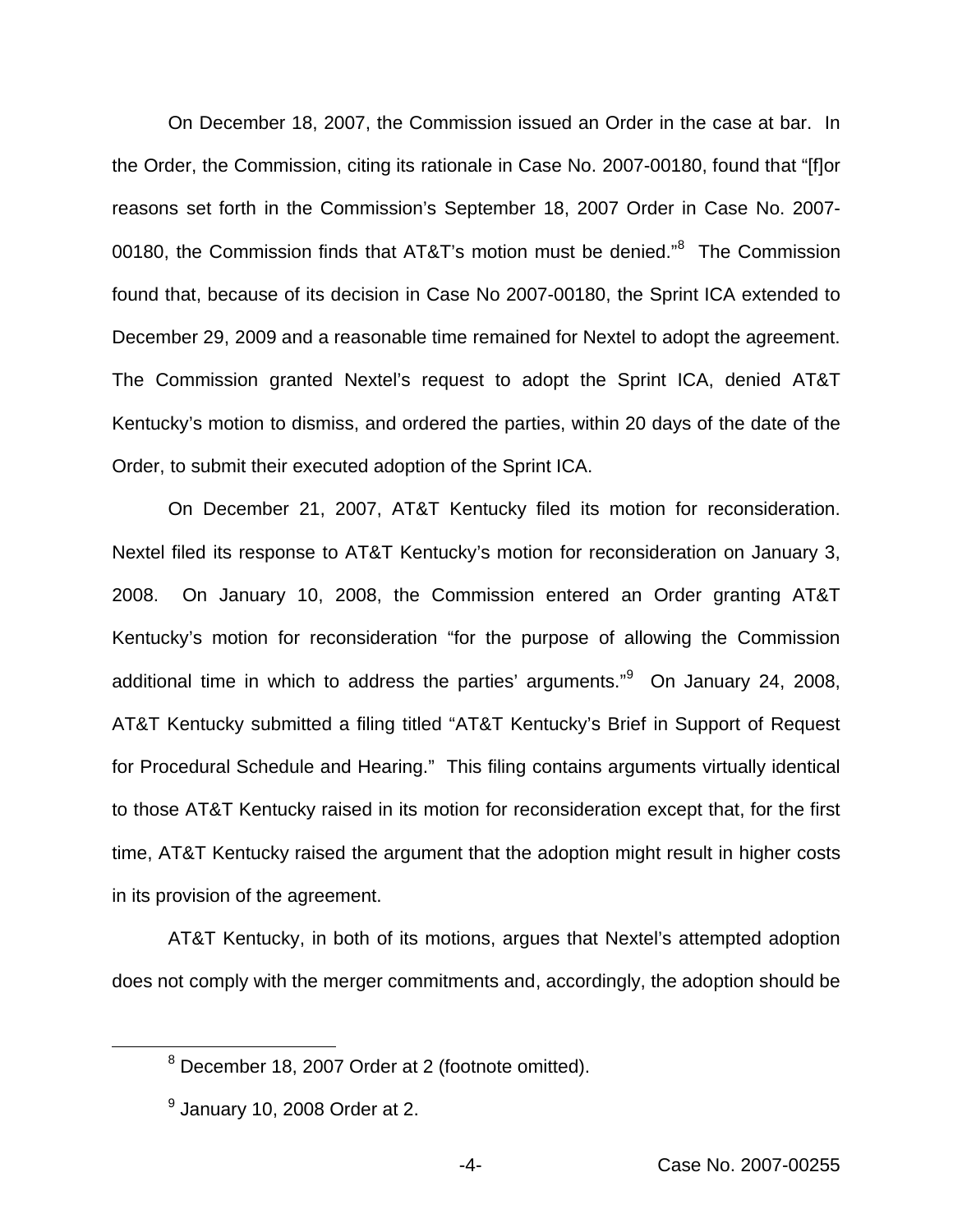On December 18, 2007, the Commission issued an Order in the case at bar. In the Order, the Commission, citing its rationale in Case No. 2007-00180, found that "[f]or reasons set forth in the Commission's September 18, 2007 Order in Case No. 2007-00180, the Commission finds that AT&T's motion must be denied."[8] The Commission found that, because of its decision in Case No 2007-00180, the Sprint ICA extended to December 29, 2009 and a reasonable time remained for Nextel to adopt the agreement. The Commission granted Nextel's request to adopt the Sprint ICA, denied AT&T Kentucky's motion to dismiss, and ordered the parties, within 20 days of the date of the Order, to submit their executed adoption of the Sprint ICA.

On December 21, 2007, AT&T Kentucky filed its motion for reconsideration. Nextel filed its response to AT&T Kentucky's motion for reconsideration on January 3, 2008. On January 10, 2008, the Commission entered an Order granting AT&T Kentucky's motion for reconsideration "for the purpose of allowing the Commission additional time in which to address the parties' arguments."[9] On January 24, 2008, AT&T Kentucky submitted a filing titled "AT&T Kentucky's Brief in Support of Request for Procedural Schedule and Hearing." This filing contains arguments virtually identical to those AT&T Kentucky raised in its motion for reconsideration except that, for the first time, AT&T Kentucky raised the argument that the adoption might result in higher costs in its provision of the agreement.

AT&T Kentucky, in both of its motions, argues that Nextel's attempted adoption does not comply with the merger commitments and, accordingly, the adoption should be

[8] December 18, 2007 Order at 2 (footnote omitted).

[9] January 10, 2008 Order at 2.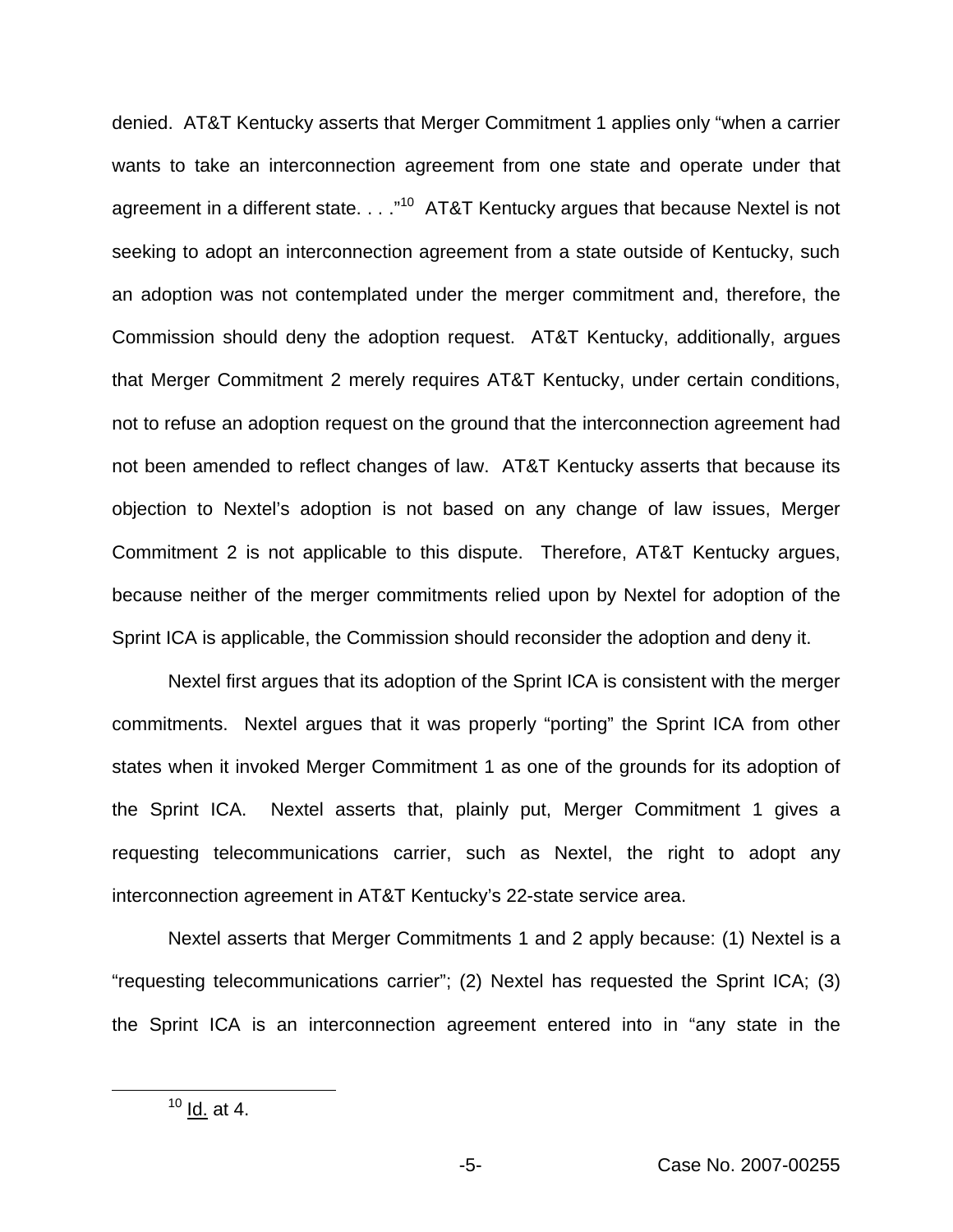denied. AT&T Kentucky asserts that Merger Commitment 1 applies only "when a carrier wants to take an interconnection agreement from one state and operate under that agreement in a different state. . . ."[10] AT&T Kentucky argues that because Nextel is not seeking to adopt an interconnection agreement from a state outside of Kentucky, such an adoption was not contemplated under the merger commitment and, therefore, the Commission should deny the adoption request. AT&T Kentucky, additionally, argues that Merger Commitment 2 merely requires AT&T Kentucky, under certain conditions, not to refuse an adoption request on the ground that the interconnection agreement had not been amended to reflect changes of law. AT&T Kentucky asserts that because its objection to Nextel's adoption is not based on any change of law issues, Merger Commitment 2 is not applicable to this dispute. Therefore, AT&T Kentucky argues, because neither of the merger commitments relied upon by Nextel for adoption of the Sprint ICA is applicable, the Commission should reconsider the adoption and deny it.

Nextel first argues that its adoption of the Sprint ICA is consistent with the merger commitments. Nextel argues that it was properly "porting" the Sprint ICA from other states when it invoked Merger Commitment 1 as one of the grounds for its adoption of the Sprint ICA. Nextel asserts that, plainly put, Merger Commitment 1 gives a requesting telecommunications carrier, such as Nextel, the right to adopt any interconnection agreement in AT&T Kentucky's 22-state service area.

Nextel asserts that Merger Commitments 1 and 2 apply because: (1) Nextel is a "requesting telecommunications carrier"; (2) Nextel has requested the Sprint ICA; (3) the Sprint ICA is an interconnection agreement entered into in "any state in the

[10] Id. at 4.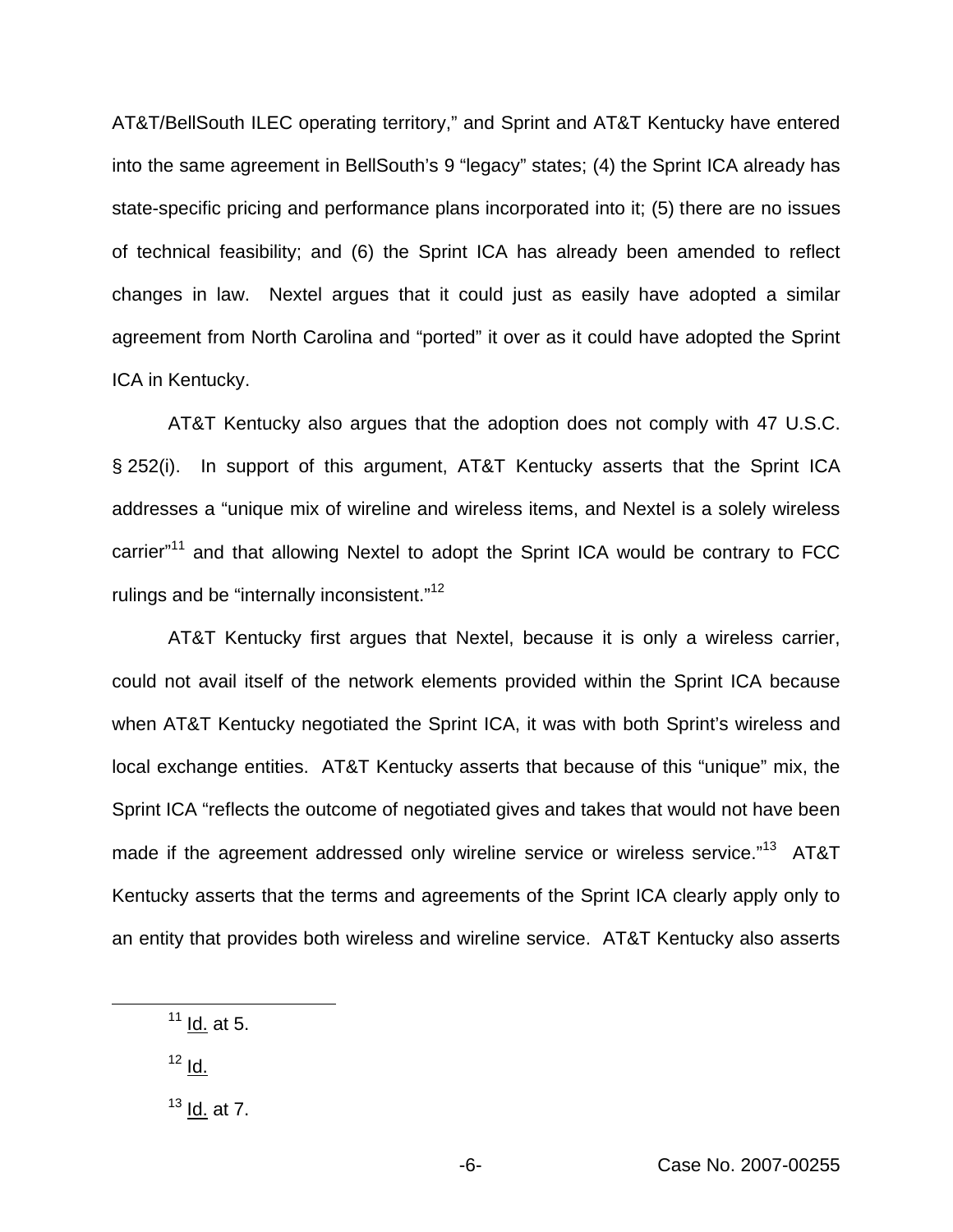AT&T/BellSouth ILEC operating territory," and Sprint and AT&T Kentucky have entered into the same agreement in BellSouth's 9 "legacy" states; (4) the Sprint ICA already has state-specific pricing and performance plans incorporated into it; (5) there are no issues of technical feasibility; and (6) the Sprint ICA has already been amended to reflect changes in law. Nextel argues that it could just as easily have adopted a similar agreement from North Carolina and "ported" it over as it could have adopted the Sprint ICA in Kentucky.

AT&T Kentucky also argues that the adoption does not comply with 47 U.S.C. § 252(i). In support of this argument, AT&T Kentucky asserts that the Sprint ICA addresses a "unique mix of wireline and wireless items, and Nextel is a solely wireless carrier"[11] and that allowing Nextel to adopt the Sprint ICA would be contrary to FCC rulings and be "internally inconsistent."[12]

AT&T Kentucky first argues that Nextel, because it is only a wireless carrier, could not avail itself of the network elements provided within the Sprint ICA because when AT&T Kentucky negotiated the Sprint ICA, it was with both Sprint's wireless and local exchange entities. AT&T Kentucky asserts that because of this "unique" mix, the Sprint ICA "reflects the outcome of negotiated gives and takes that would not have been made if the agreement addressed only wireline service or wireless service."[13] AT&T Kentucky asserts that the terms and agreements of the Sprint ICA clearly apply only to an entity that provides both wireless and wireline service. AT&T Kentucky also asserts

---

[11] Id. at 5.

[12] Id.

[13] Id. at 7.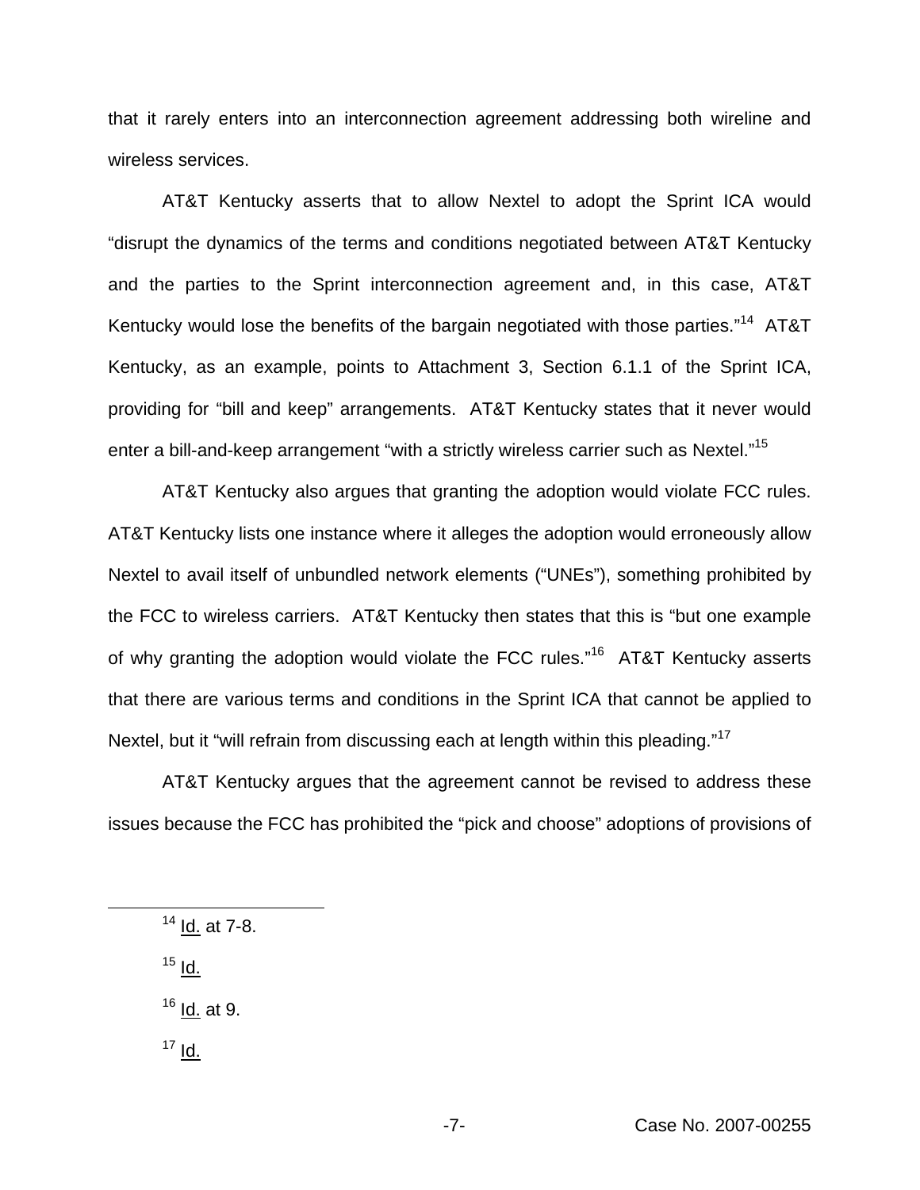that it rarely enters into an interconnection agreement addressing both wireline and wireless services.

AT&T Kentucky asserts that to allow Nextel to adopt the Sprint ICA would "disrupt the dynamics of the terms and conditions negotiated between AT&T Kentucky and the parties to the Sprint interconnection agreement and, in this case, AT&T Kentucky would lose the benefits of the bargain negotiated with those parties."[14] AT&T Kentucky, as an example, points to Attachment 3, Section 6.1.1 of the Sprint ICA, providing for "bill and keep" arrangements. AT&T Kentucky states that it never would enter a bill-and-keep arrangement "with a strictly wireless carrier such as Nextel."[15]

AT&T Kentucky also argues that granting the adoption would violate FCC rules. AT&T Kentucky lists one instance where it alleges the adoption would erroneously allow Nextel to avail itself of unbundled network elements ("UNEs"), something prohibited by the FCC to wireless carriers. AT&T Kentucky then states that this is "but one example of why granting the adoption would violate the FCC rules."[16] AT&T Kentucky asserts that there are various terms and conditions in the Sprint ICA that cannot be applied to Nextel, but it "will refrain from discussing each at length within this pleading."[17]

AT&T Kentucky argues that the agreement cannot be revised to address these issues because the FCC has prohibited the "pick and choose" adoptions of provisions of

---

[14] Id. at 7-8.

[15] Id.

[16] Id. at 9.

[17] Id.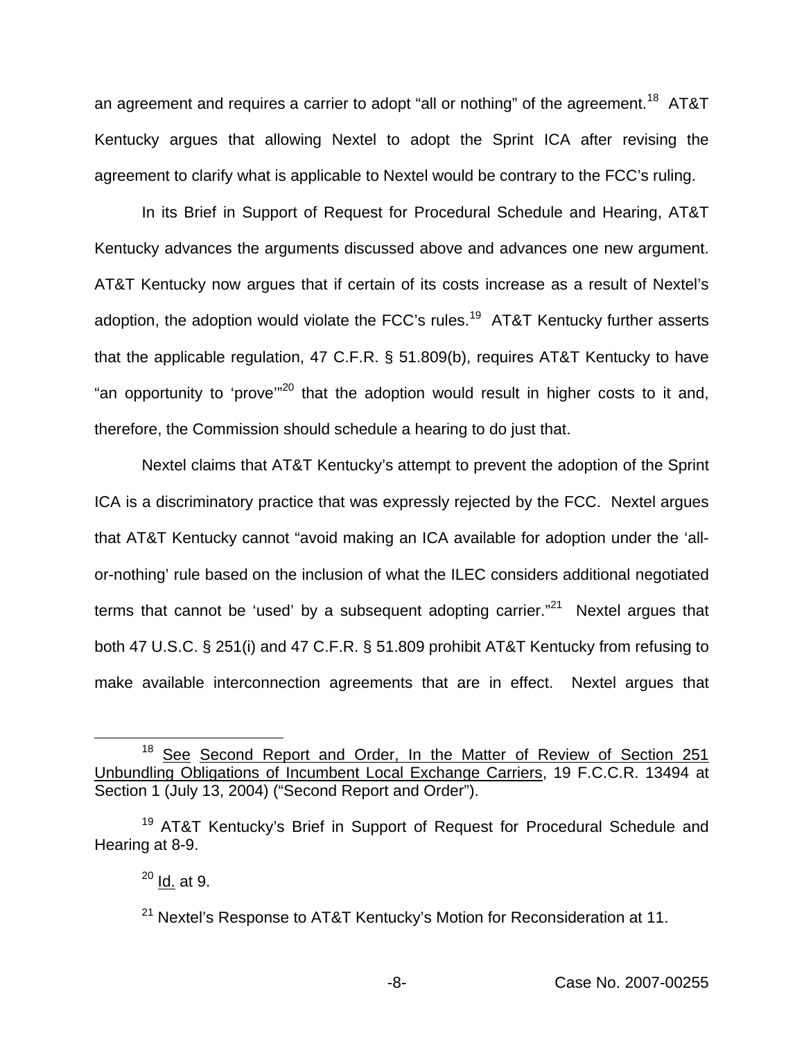an agreement and requires a carrier to adopt "all or nothing" of the agreement.[18] AT&T Kentucky argues that allowing Nextel to adopt the Sprint ICA after revising the agreement to clarify what is applicable to Nextel would be contrary to the FCC's ruling.

In its Brief in Support of Request for Procedural Schedule and Hearing, AT&T Kentucky advances the arguments discussed above and advances one new argument. AT&T Kentucky now argues that if certain of its costs increase as a result of Nextel's adoption, the adoption would violate the FCC's rules.[19] AT&T Kentucky further asserts that the applicable regulation, 47 C.F.R. § 51.809(b), requires AT&T Kentucky to have "an opportunity to 'prove'"[20] that the adoption would result in higher costs to it and, therefore, the Commission should schedule a hearing to do just that.

Nextel claims that AT&T Kentucky's attempt to prevent the adoption of the Sprint ICA is a discriminatory practice that was expressly rejected by the FCC. Nextel argues that AT&T Kentucky cannot "avoid making an ICA available for adoption under the 'all-or-nothing' rule based on the inclusion of what the ILEC considers additional negotiated terms that cannot be 'used' by a subsequent adopting carrier."[21] Nextel argues that both 47 U.S.C. § 251(i) and 47 C.F.R. § 51.809 prohibit AT&T Kentucky from refusing to make available interconnection agreements that are in effect. Nextel argues that

---

[18] See Second Report and Order, In the Matter of Review of Section 251 Unbundling Obligations of Incumbent Local Exchange Carriers, 19 F.C.C.R. 13494 at Section 1 (July 13, 2004) ("Second Report and Order").

[19] AT&T Kentucky's Brief in Support of Request for Procedural Schedule and Hearing at 8-9.

[20] Id. at 9.

[21] Nextel's Response to AT&T Kentucky's Motion for Reconsideration at 11.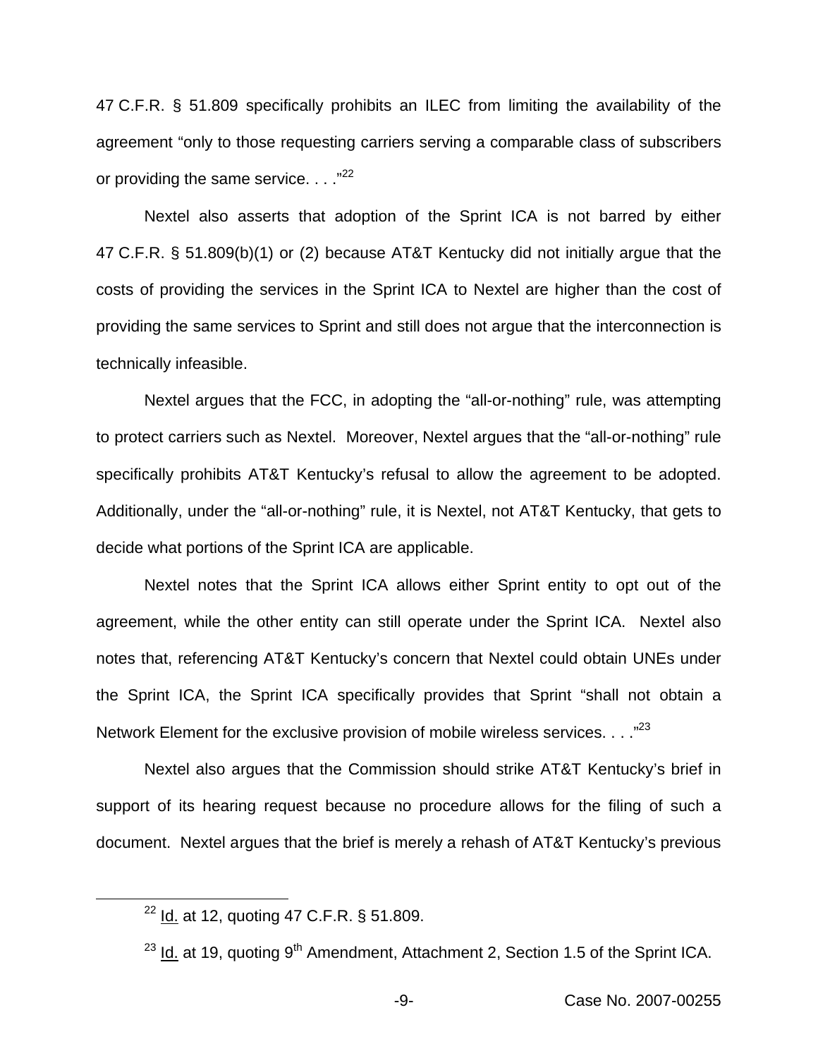47 C.F.R. § 51.809 specifically prohibits an ILEC from limiting the availability of the agreement "only to those requesting carriers serving a comparable class of subscribers or providing the same service. . . ."[22]

Nextel also asserts that adoption of the Sprint ICA is not barred by either 47 C.F.R. § 51.809(b)(1) or (2) because AT&T Kentucky did not initially argue that the costs of providing the services in the Sprint ICA to Nextel are higher than the cost of providing the same services to Sprint and still does not argue that the interconnection is technically infeasible.

Nextel argues that the FCC, in adopting the "all-or-nothing" rule, was attempting to protect carriers such as Nextel. Moreover, Nextel argues that the "all-or-nothing" rule specifically prohibits AT&T Kentucky's refusal to allow the agreement to be adopted. Additionally, under the "all-or-nothing" rule, it is Nextel, not AT&T Kentucky, that gets to decide what portions of the Sprint ICA are applicable.

Nextel notes that the Sprint ICA allows either Sprint entity to opt out of the agreement, while the other entity can still operate under the Sprint ICA. Nextel also notes that, referencing AT&T Kentucky's concern that Nextel could obtain UNEs under the Sprint ICA, the Sprint ICA specifically provides that Sprint "shall not obtain a Network Element for the exclusive provision of mobile wireless services. . . ."[23]

Nextel also argues that the Commission should strike AT&T Kentucky's brief in support of its hearing request because no procedure allows for the filing of such a document. Nextel argues that the brief is merely a rehash of AT&T Kentucky's previous

---

[22] Id. at 12, quoting 47 C.F.R. § 51.809.

[23] Id. at 19, quoting 9th Amendment, Attachment 2, Section 1.5 of the Sprint ICA.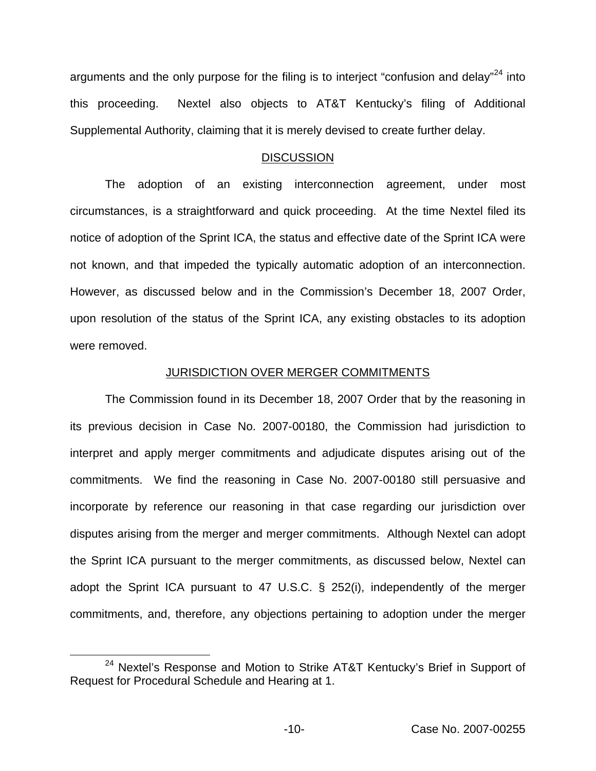arguments and the only purpose for the filing is to interject "confusion and delay"[24] into this proceeding. Nextel also objects to AT&T Kentucky's filing of Additional Supplemental Authority, claiming that it is merely devised to create further delay.

## DISCUSSION

The adoption of an existing interconnection agreement, under most circumstances, is a straightforward and quick proceeding. At the time Nextel filed its notice of adoption of the Sprint ICA, the status and effective date of the Sprint ICA were not known, and that impeded the typically automatic adoption of an interconnection. However, as discussed below and in the Commission's December 18, 2007 Order, upon resolution of the status of the Sprint ICA, any existing obstacles to its adoption were removed.

## JURISDICTION OVER MERGER COMMITMENTS

The Commission found in its December 18, 2007 Order that by the reasoning in its previous decision in Case No. 2007-00180, the Commission had jurisdiction to interpret and apply merger commitments and adjudicate disputes arising out of the commitments. We find the reasoning in Case No. 2007-00180 still persuasive and incorporate by reference our reasoning in that case regarding our jurisdiction over disputes arising from the merger and merger commitments. Although Nextel can adopt the Sprint ICA pursuant to the merger commitments, as discussed below, Nextel can adopt the Sprint ICA pursuant to 47 U.S.C. § 252(i), independently of the merger commitments, and, therefore, any objections pertaining to adoption under the merger

[24] Nextel's Response and Motion to Strike AT&T Kentucky's Brief in Support of Request for Procedural Schedule and Hearing at 1.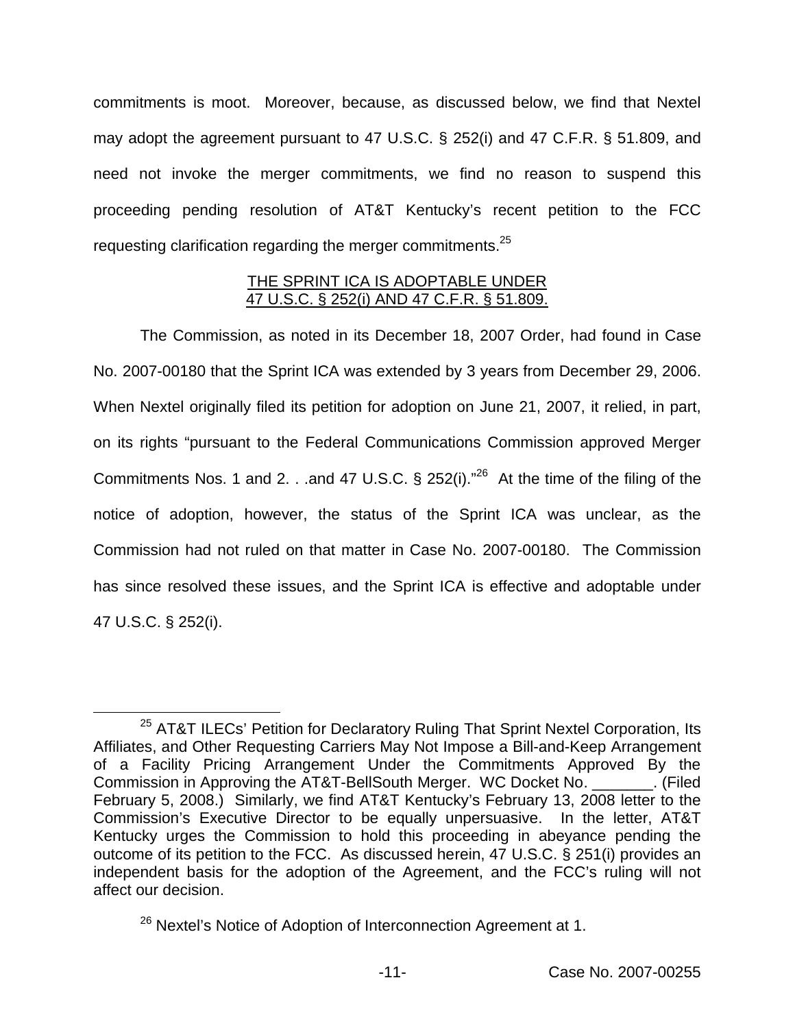commitments is moot. Moreover, because, as discussed below, we find that Nextel may adopt the agreement pursuant to 47 U.S.C. § 252(i) and 47 C.F.R. § 51.809, and need not invoke the merger commitments, we find no reason to suspend this proceeding pending resolution of AT&T Kentucky's recent petition to the FCC requesting clarification regarding the merger commitments.[25]

<u>THE SPRINT ICA IS ADOPTABLE UNDER 47 U.S.C. § 252(i) AND 47 C.F.R. § 51.809.</u>

The Commission, as noted in its December 18, 2007 Order, had found in Case No. 2007-00180 that the Sprint ICA was extended by 3 years from December 29, 2006. When Nextel originally filed its petition for adoption on June 21, 2007, it relied, in part, on its rights "pursuant to the Federal Communications Commission approved Merger Commitments Nos. 1 and 2. . .and 47 U.S.C. § 252(i)."[26] At the time of the filing of the notice of adoption, however, the status of the Sprint ICA was unclear, as the Commission had not ruled on that matter in Case No. 2007-00180. The Commission has since resolved these issues, and the Sprint ICA is effective and adoptable under 47 U.S.C. § 252(i).

---

[25] AT&T ILECs' Petition for Declaratory Ruling That Sprint Nextel Corporation, Its Affiliates, and Other Requesting Carriers May Not Impose a Bill-and-Keep Arrangement of a Facility Pricing Arrangement Under the Commitments Approved By the Commission in Approving the AT&T-BellSouth Merger. WC Docket No. _______. (Filed February 5, 2008.) Similarly, we find AT&T Kentucky's February 13, 2008 letter to the Commission's Executive Director to be equally unpersuasive. In the letter, AT&T Kentucky urges the Commission to hold this proceeding in abeyance pending the outcome of its petition to the FCC. As discussed herein, 47 U.S.C. § 251(i) provides an independent basis for the adoption of the Agreement, and the FCC's ruling will not affect our decision.

[26] Nextel's Notice of Adoption of Interconnection Agreement at 1.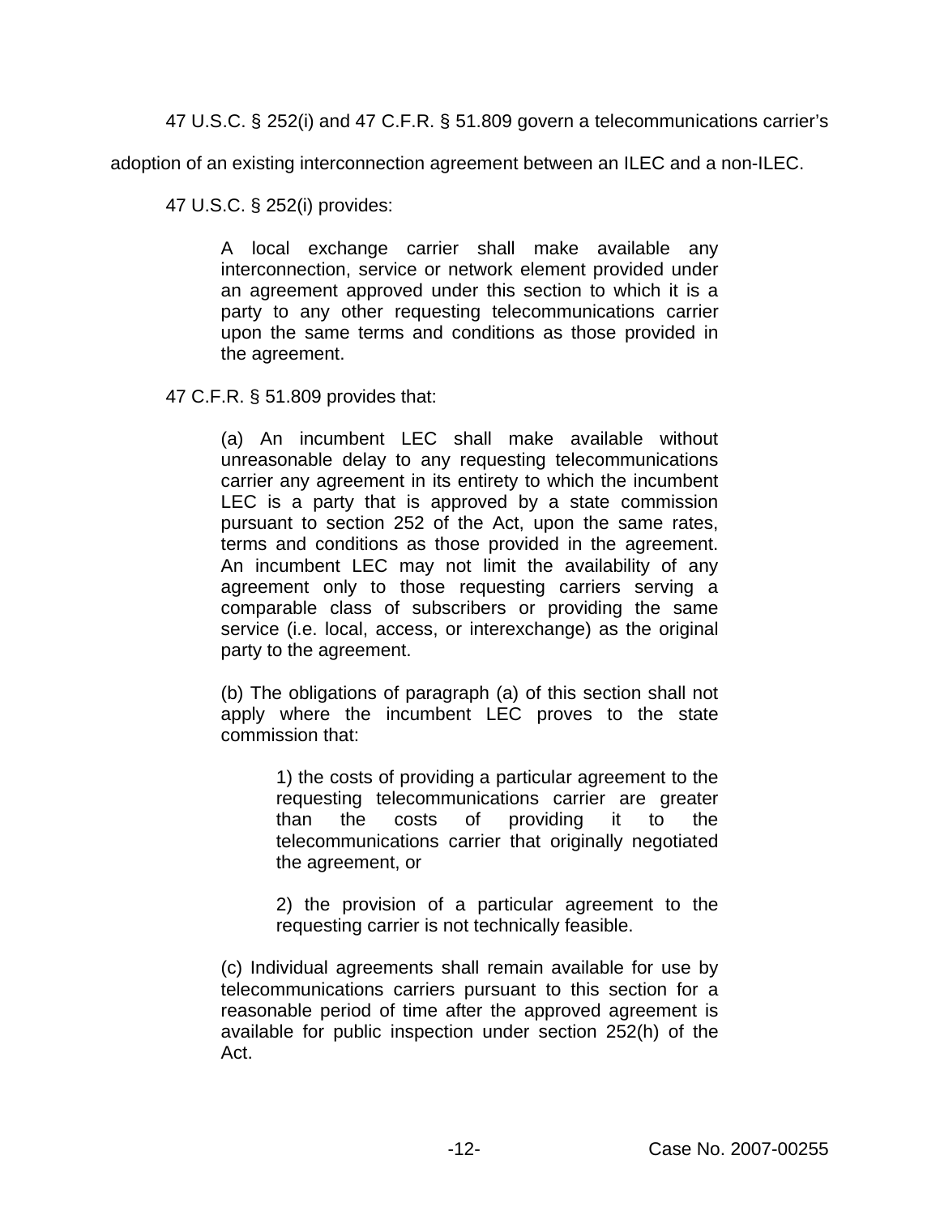47 U.S.C. § 252(i) and 47 C.F.R. § 51.809 govern a telecommunications carrier's adoption of an existing interconnection agreement between an ILEC and a non-ILEC.

47 U.S.C. § 252(i) provides:

> A local exchange carrier shall make available any interconnection, service or network element provided under an agreement approved under this section to which it is a party to any other requesting telecommunications carrier upon the same terms and conditions as those provided in the agreement.

47 C.F.R. § 51.809 provides that:

> (a) An incumbent LEC shall make available without unreasonable delay to any requesting telecommunications carrier any agreement in its entirety to which the incumbent LEC is a party that is approved by a state commission pursuant to section 252 of the Act, upon the same rates, terms and conditions as those provided in the agreement. An incumbent LEC may not limit the availability of any agreement only to those requesting carriers serving a comparable class of subscribers or providing the same service (i.e. local, access, or interexchange) as the original party to the agreement.
>
> (b) The obligations of paragraph (a) of this section shall not apply where the incumbent LEC proves to the state commission that:
>
> > 1) the costs of providing a particular agreement to the requesting telecommunications carrier are greater than the costs of providing it to the telecommunications carrier that originally negotiated the agreement, or
> >
> > 2) the provision of a particular agreement to the requesting carrier is not technically feasible.
>
> (c) Individual agreements shall remain available for use by telecommunications carriers pursuant to this section for a reasonable period of time after the approved agreement is available for public inspection under section 252(h) of the Act.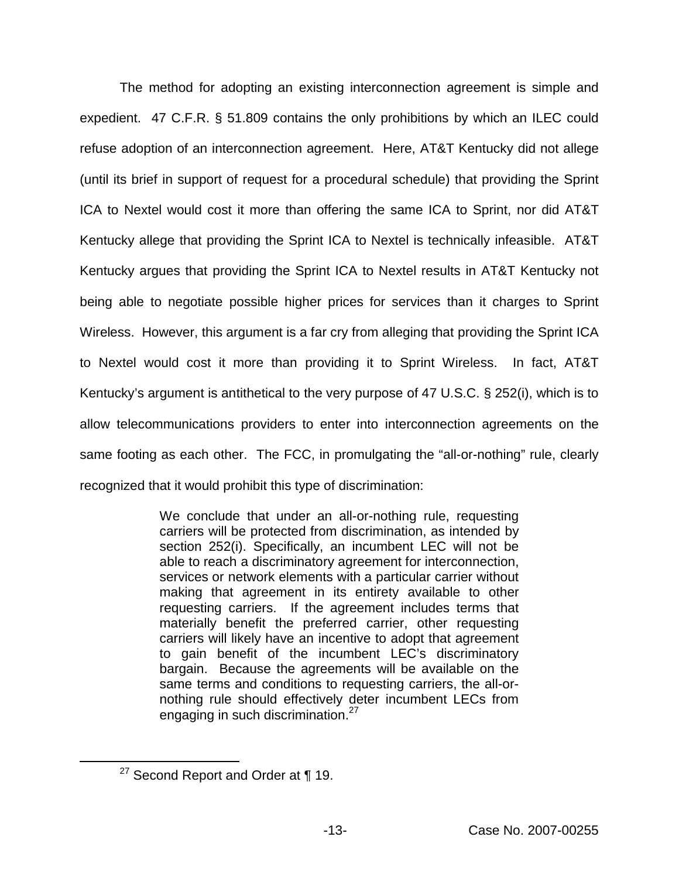The method for adopting an existing interconnection agreement is simple and expedient. 47 C.F.R. § 51.809 contains the only prohibitions by which an ILEC could refuse adoption of an interconnection agreement. Here, AT&T Kentucky did not allege (until its brief in support of request for a procedural schedule) that providing the Sprint ICA to Nextel would cost it more than offering the same ICA to Sprint, nor did AT&T Kentucky allege that providing the Sprint ICA to Nextel is technically infeasible. AT&T Kentucky argues that providing the Sprint ICA to Nextel results in AT&T Kentucky not being able to negotiate possible higher prices for services than it charges to Sprint Wireless. However, this argument is a far cry from alleging that providing the Sprint ICA to Nextel would cost it more than providing it to Sprint Wireless. In fact, AT&T Kentucky's argument is antithetical to the very purpose of 47 U.S.C. § 252(i), which is to allow telecommunications providers to enter into interconnection agreements on the same footing as each other. The FCC, in promulgating the "all-or-nothing" rule, clearly recognized that it would prohibit this type of discrimination:

> We conclude that under an all-or-nothing rule, requesting carriers will be protected from discrimination, as intended by section 252(i). Specifically, an incumbent LEC will not be able to reach a discriminatory agreement for interconnection, services or network elements with a particular carrier without making that agreement in its entirety available to other requesting carriers. If the agreement includes terms that materially benefit the preferred carrier, other requesting carriers will likely have an incentive to adopt that agreement to gain benefit of the incumbent LEC's discriminatory bargain. Because the agreements will be available on the same terms and conditions to requesting carriers, the all-or-nothing rule should effectively deter incumbent LECs from engaging in such discrimination.[27]

[27] Second Report and Order at ¶ 19.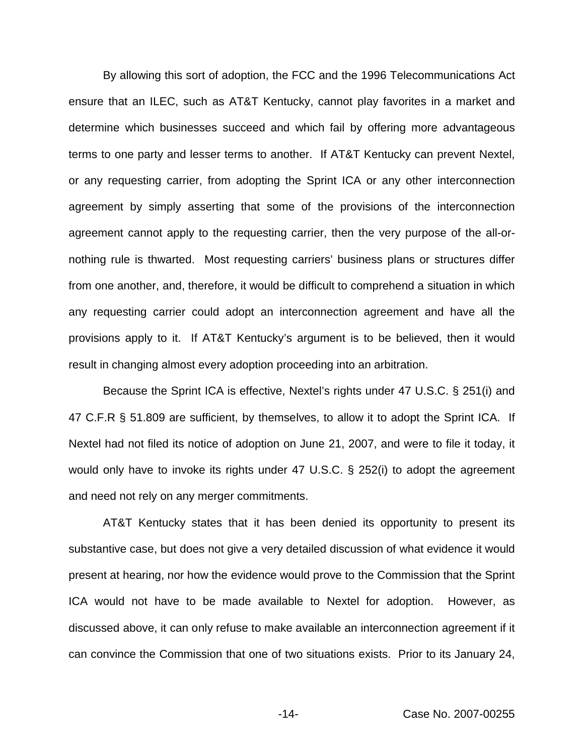By allowing this sort of adoption, the FCC and the 1996 Telecommunications Act ensure that an ILEC, such as AT&T Kentucky, cannot play favorites in a market and determine which businesses succeed and which fail by offering more advantageous terms to one party and lesser terms to another. If AT&T Kentucky can prevent Nextel, or any requesting carrier, from adopting the Sprint ICA or any other interconnection agreement by simply asserting that some of the provisions of the interconnection agreement cannot apply to the requesting carrier, then the very purpose of the all-or-nothing rule is thwarted. Most requesting carriers' business plans or structures differ from one another, and, therefore, it would be difficult to comprehend a situation in which any requesting carrier could adopt an interconnection agreement and have all the provisions apply to it. If AT&T Kentucky's argument is to be believed, then it would result in changing almost every adoption proceeding into an arbitration.

Because the Sprint ICA is effective, Nextel's rights under 47 U.S.C. § 251(i) and 47 C.F.R § 51.809 are sufficient, by themselves, to allow it to adopt the Sprint ICA. If Nextel had not filed its notice of adoption on June 21, 2007, and were to file it today, it would only have to invoke its rights under 47 U.S.C. § 252(i) to adopt the agreement and need not rely on any merger commitments.

AT&T Kentucky states that it has been denied its opportunity to present its substantive case, but does not give a very detailed discussion of what evidence it would present at hearing, nor how the evidence would prove to the Commission that the Sprint ICA would not have to be made available to Nextel for adoption. However, as discussed above, it can only refuse to make available an interconnection agreement if it can convince the Commission that one of two situations exists. Prior to its January 24,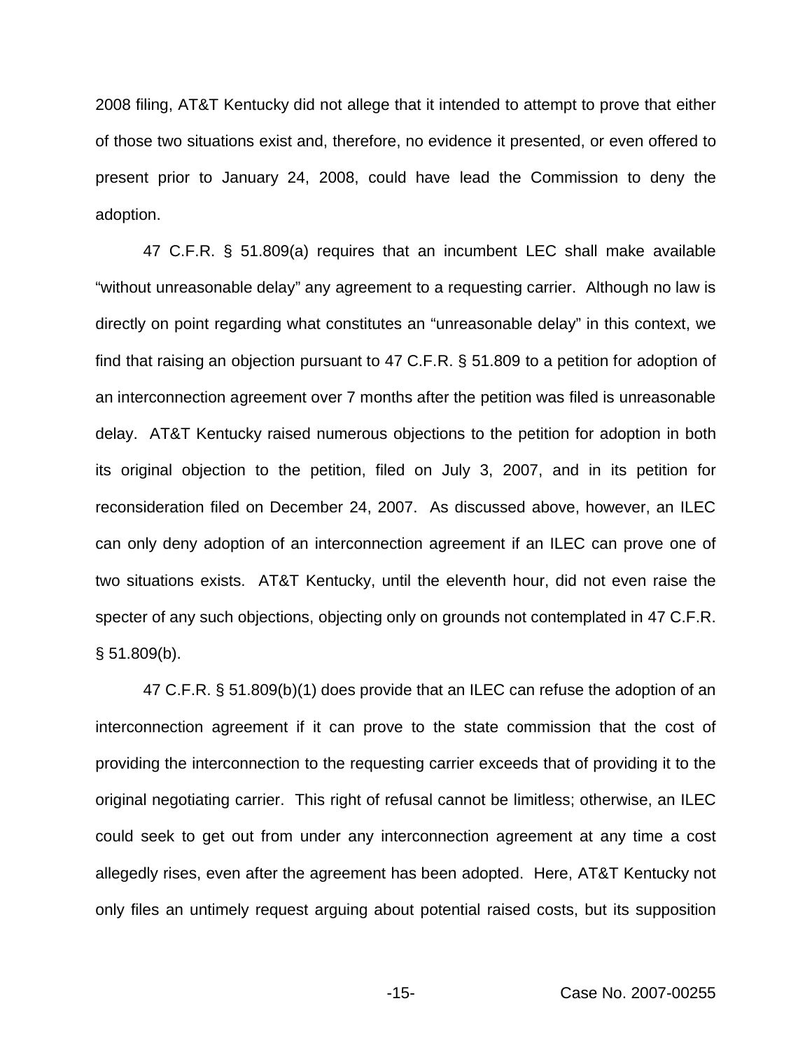2008 filing, AT&T Kentucky did not allege that it intended to attempt to prove that either of those two situations exist and, therefore, no evidence it presented, or even offered to present prior to January 24, 2008, could have lead the Commission to deny the adoption.

47 C.F.R. § 51.809(a) requires that an incumbent LEC shall make available "without unreasonable delay" any agreement to a requesting carrier. Although no law is directly on point regarding what constitutes an "unreasonable delay" in this context, we find that raising an objection pursuant to 47 C.F.R. § 51.809 to a petition for adoption of an interconnection agreement over 7 months after the petition was filed is unreasonable delay. AT&T Kentucky raised numerous objections to the petition for adoption in both its original objection to the petition, filed on July 3, 2007, and in its petition for reconsideration filed on December 24, 2007. As discussed above, however, an ILEC can only deny adoption of an interconnection agreement if an ILEC can prove one of two situations exists. AT&T Kentucky, until the eleventh hour, did not even raise the specter of any such objections, objecting only on grounds not contemplated in 47 C.F.R. § 51.809(b).

47 C.F.R. § 51.809(b)(1) does provide that an ILEC can refuse the adoption of an interconnection agreement if it can prove to the state commission that the cost of providing the interconnection to the requesting carrier exceeds that of providing it to the original negotiating carrier. This right of refusal cannot be limitless; otherwise, an ILEC could seek to get out from under any interconnection agreement at any time a cost allegedly rises, even after the agreement has been adopted. Here, AT&T Kentucky not only files an untimely request arguing about potential raised costs, but its supposition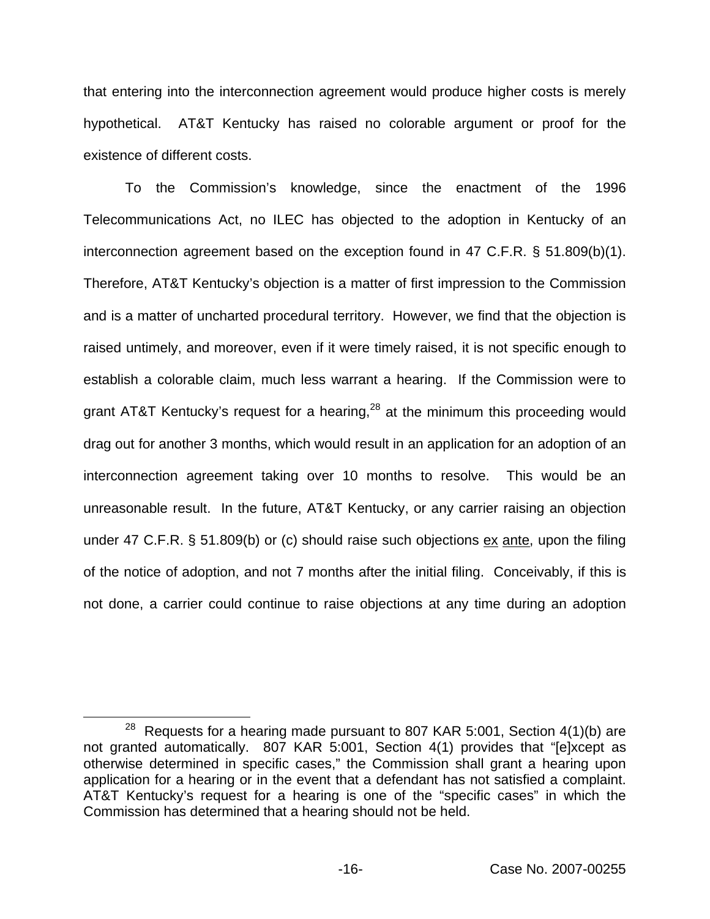that entering into the interconnection agreement would produce higher costs is merely hypothetical. AT&T Kentucky has raised no colorable argument or proof for the existence of different costs.

To the Commission's knowledge, since the enactment of the 1996 Telecommunications Act, no ILEC has objected to the adoption in Kentucky of an interconnection agreement based on the exception found in 47 C.F.R. § 51.809(b)(1). Therefore, AT&T Kentucky's objection is a matter of first impression to the Commission and is a matter of uncharted procedural territory. However, we find that the objection is raised untimely, and moreover, even if it were timely raised, it is not specific enough to establish a colorable claim, much less warrant a hearing. If the Commission were to grant AT&T Kentucky's request for a hearing,[28] at the minimum this proceeding would drag out for another 3 months, which would result in an application for an adoption of an interconnection agreement taking over 10 months to resolve. This would be an unreasonable result. In the future, AT&T Kentucky, or any carrier raising an objection under 47 C.F.R. § 51.809(b) or (c) should raise such objections ex ante, upon the filing of the notice of adoption, and not 7 months after the initial filing. Conceivably, if this is not done, a carrier could continue to raise objections at any time during an adoption

[28] Requests for a hearing made pursuant to 807 KAR 5:001, Section 4(1)(b) are not granted automatically. 807 KAR 5:001, Section 4(1) provides that "[e]xcept as otherwise determined in specific cases," the Commission shall grant a hearing upon application for a hearing or in the event that a defendant has not satisfied a complaint. AT&T Kentucky's request for a hearing is one of the "specific cases" in which the Commission has determined that a hearing should not be held.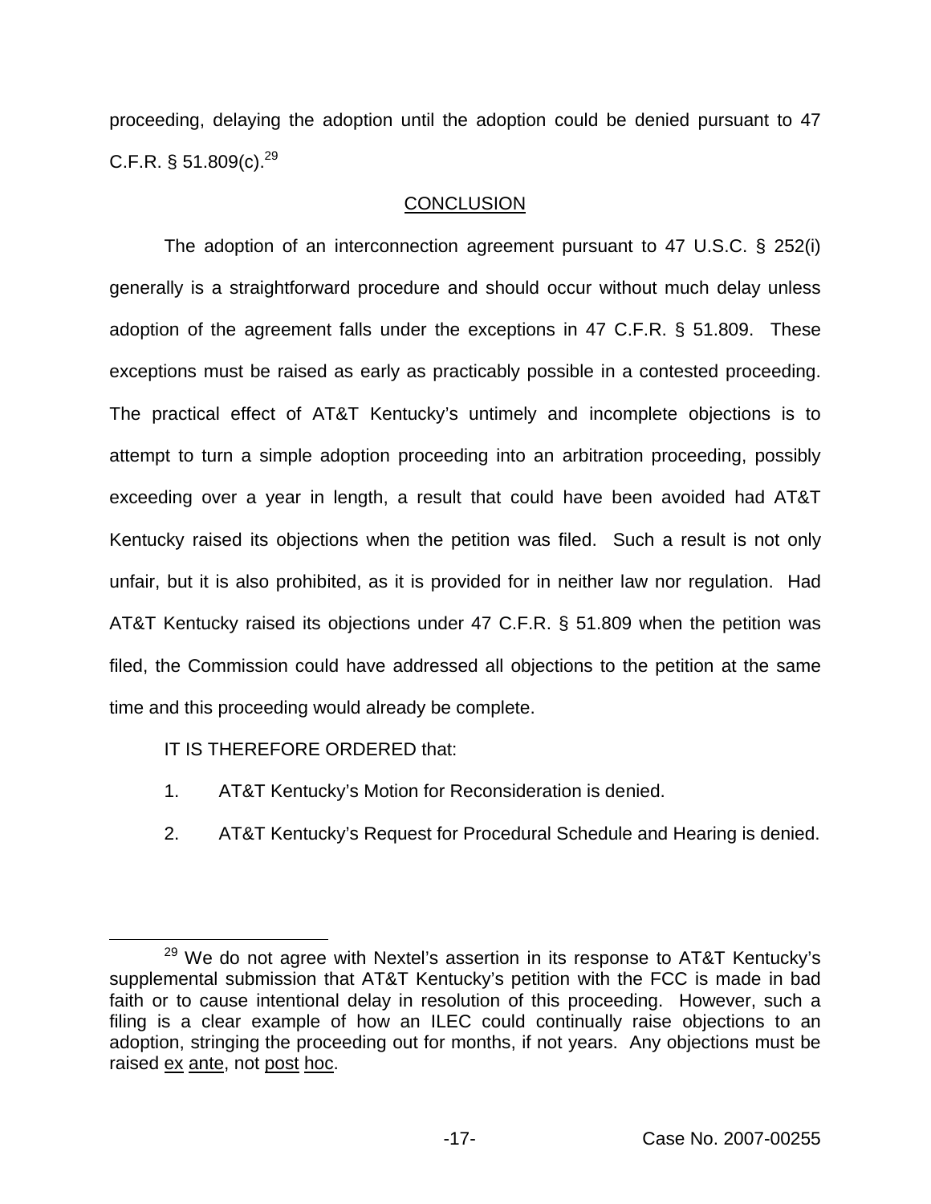proceeding, delaying the adoption until the adoption could be denied pursuant to 47 C.F.R. § 51.809(c).[29]

## CONCLUSION

The adoption of an interconnection agreement pursuant to 47 U.S.C. § 252(i) generally is a straightforward procedure and should occur without much delay unless adoption of the agreement falls under the exceptions in 47 C.F.R. § 51.809. These exceptions must be raised as early as practicably possible in a contested proceeding. The practical effect of AT&T Kentucky's untimely and incomplete objections is to attempt to turn a simple adoption proceeding into an arbitration proceeding, possibly exceeding over a year in length, a result that could have been avoided had AT&T Kentucky raised its objections when the petition was filed. Such a result is not only unfair, but it is also prohibited, as it is provided for in neither law nor regulation. Had AT&T Kentucky raised its objections under 47 C.F.R. § 51.809 when the petition was filed, the Commission could have addressed all objections to the petition at the same time and this proceeding would already be complete.

IT IS THEREFORE ORDERED that:

1. AT&T Kentucky's Motion for Reconsideration is denied.

2. AT&T Kentucky's Request for Procedural Schedule and Hearing is denied.

---

[29] We do not agree with Nextel's assertion in its response to AT&T Kentucky's supplemental submission that AT&T Kentucky's petition with the FCC is made in bad faith or to cause intentional delay in resolution of this proceeding. However, such a filing is a clear example of how an ILEC could continually raise objections to an adoption, stringing the proceeding out for months, if not years. Any objections must be raised ex ante, not post hoc.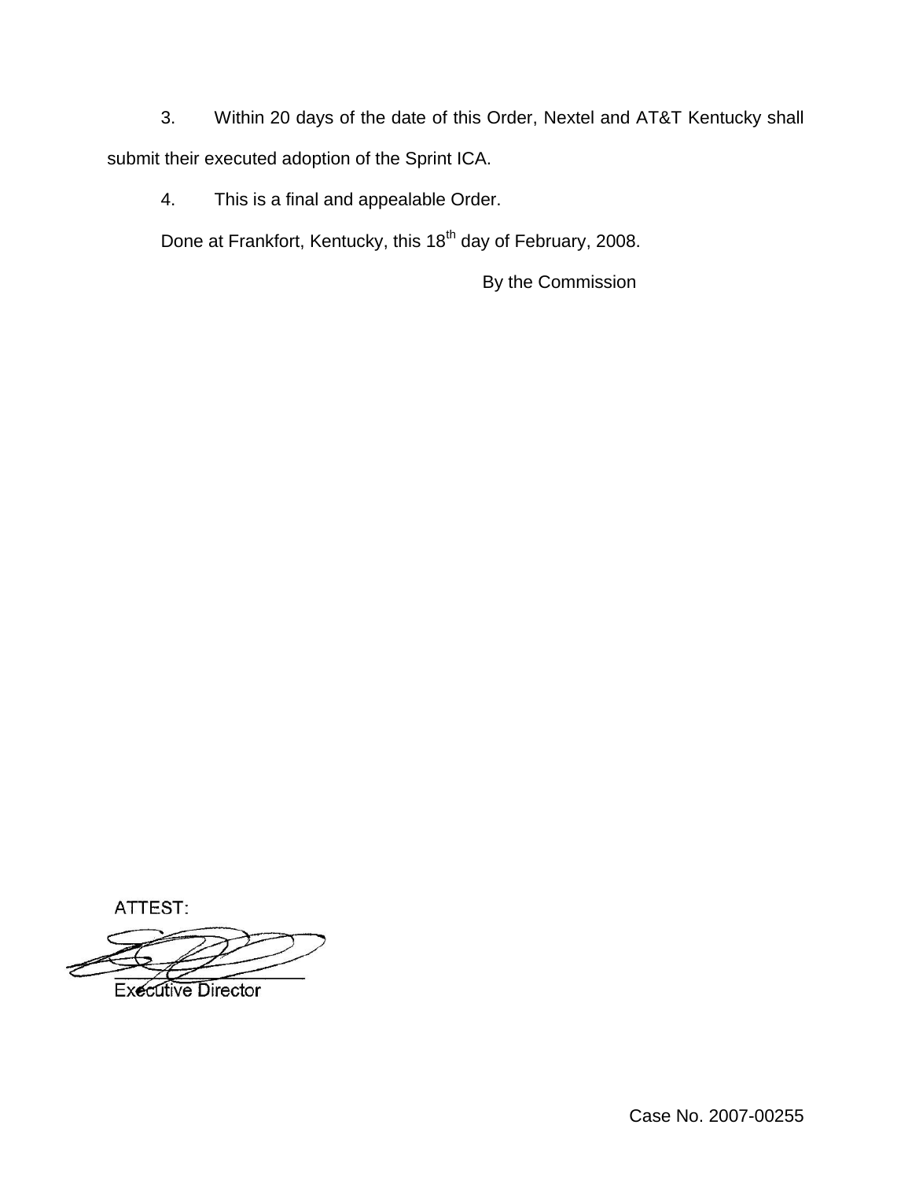3. Within 20 days of the date of this Order, Nextel and AT&T Kentucky shall submit their executed adoption of the Sprint ICA.

4. This is a final and appealable Order.

Done at Frankfort, Kentucky, this 18th day of February, 2008.

By the Commission

ATTEST:

Executive Director

Case No. 2007-00255